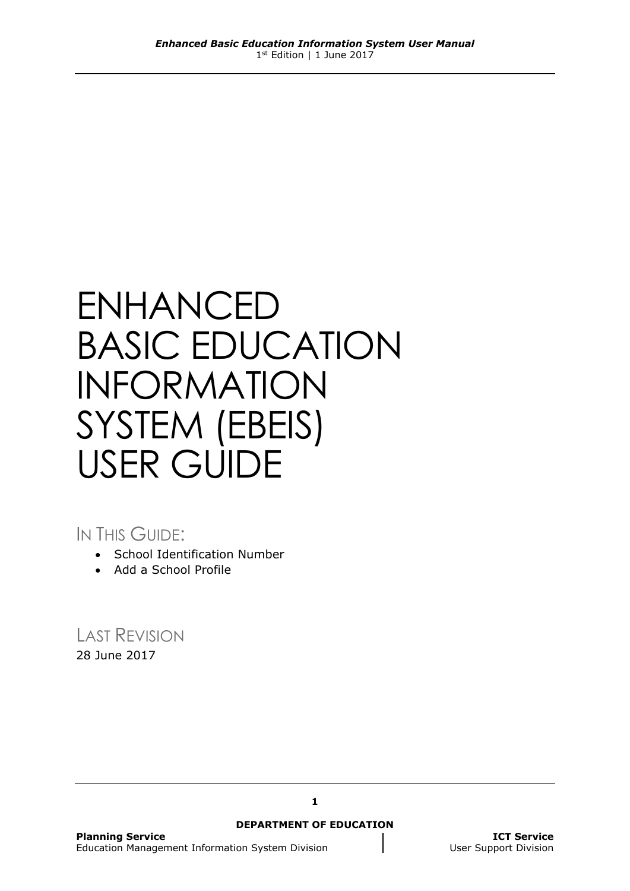# ENHANCED BASIC EDUCATION INFORMATION SYSTEM (EBEIS) USER GUIDE

## IN THIS GUIDE:

- School Identification Number
- Add a School Profile

## LAST REVISION

28 June 2017

**DEPARTMENT OF EDUCATION**

**Planning Service**
Education Management Information System Division

**ICT Service**
User Support Division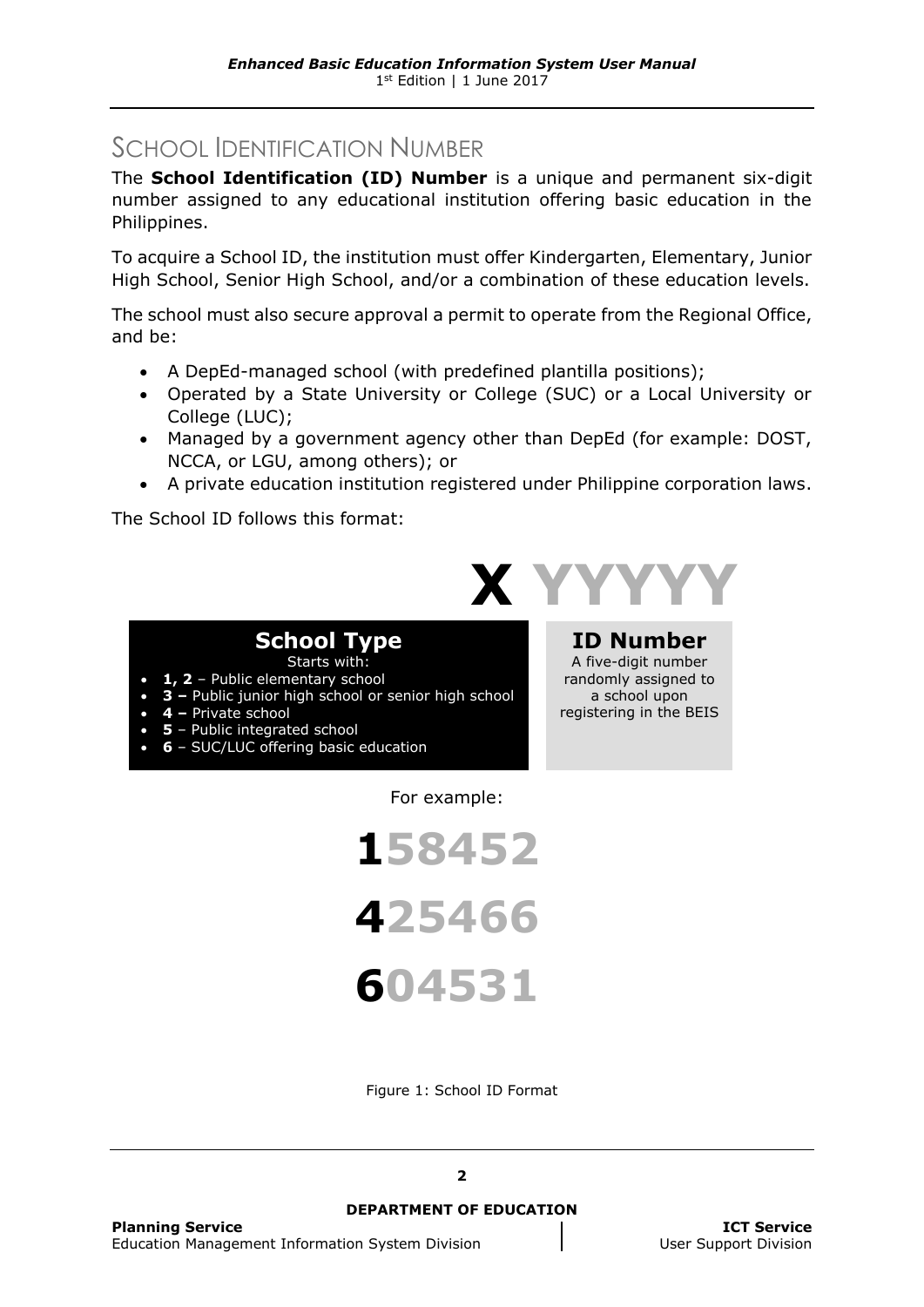## School Identification Number

The **School Identification (ID) Number** is a unique and permanent six-digit number assigned to any educational institution offering basic education in the Philippines.

To acquire a School ID, the institution must offer Kindergarten, Elementary, Junior High School, Senior High School, and/or a combination of these education levels.

The school must also secure approval a permit to operate from the Regional Office, and be:

- A DepEd-managed school (with predefined plantilla positions);
- Operated by a State University or College (SUC) or a Local University or College (LUC);
- Managed by a government agency other than DepEd (for example: DOST, NCCA, or LGU, among others); or
- A private education institution registered under Philippine corporation laws.

The School ID follows this format:

**X YYYYY**

**School Type**

Starts with:

- **1, 2** – Public elementary school
- **3 –** Public junior high school or senior high school
- **4 –** Private school
- **5** – Public integrated school
- **6** – SUC/LUC offering basic education

**ID Number**

A five-digit number randomly assigned to a school upon registering in the BEIS

For example:

**1**58452

**4**25466

**6**04531

Figure 1: School ID Format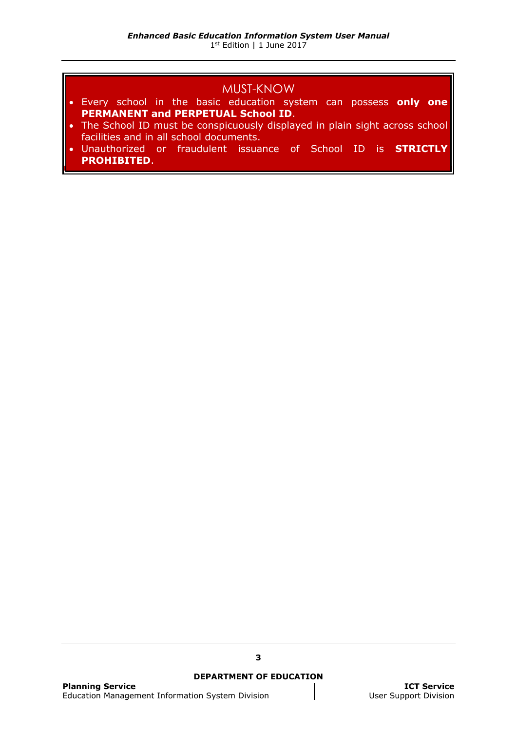MUST-KNOW

- Every school in the basic education system can possess **only one PERMANENT and PERPETUAL School ID**.
- The School ID must be conspicuously displayed in plain sight across school facilities and in all school documents.
- Unauthorized or fraudulent issuance of School ID is **STRICTLY PROHIBITED**.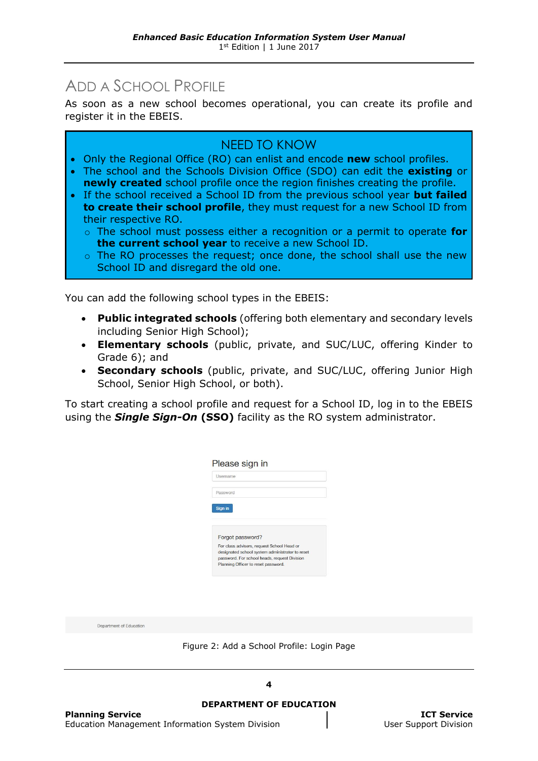## Add a School Profile

As soon as a new school becomes operational, you can create its profile and register it in the EBEIS.

### NEED TO KNOW

- Only the Regional Office (RO) can enlist and encode **new** school profiles.
- The school and the Schools Division Office (SDO) can edit the **existing** or **newly created** school profile once the region finishes creating the profile.
- If the school received a School ID from the previous school year **but failed to create their school profile**, they must request for a new School ID from their respective RO.
  - The school must possess either a recognition or a permit to operate **for the current school year** to receive a new School ID.
  - The RO processes the request; once done, the school shall use the new School ID and disregard the old one.

You can add the following school types in the EBEIS:

- **Public integrated schools** (offering both elementary and secondary levels including Senior High School);
- **Elementary schools** (public, private, and SUC/LUC, offering Kinder to Grade 6); and
- **Secondary schools** (public, private, and SUC/LUC, offering Junior High School, Senior High School, or both).

To start creating a school profile and request for a School ID, log in to the EBEIS using the ***Single Sign-On*** **(SSO)** facility as the RO system administrator.

Please sign in

Username

Password

Sign in

Forgot password?

For class advisers, request School Head or designated school system administrator to reset password. For school heads, request Division Planning Officer to reset password.

Department of Education

Figure 2: Add a School Profile: Login Page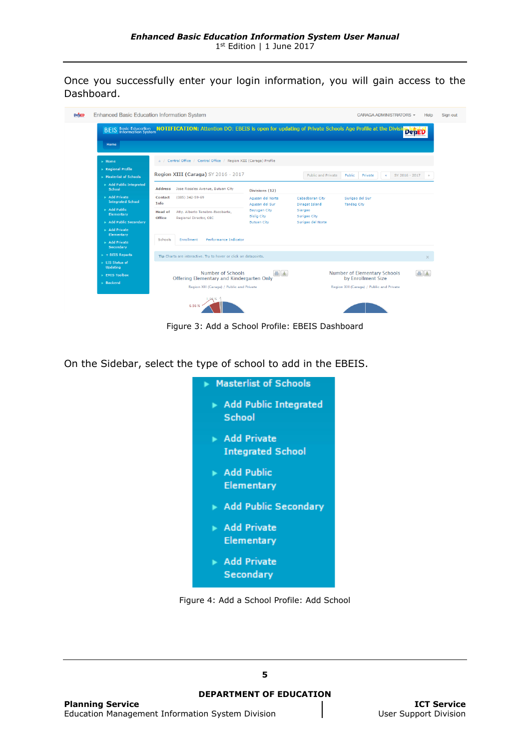Once you successfully enter your login information, you will gain access to the Dashboard.

Figure 3: Add a School Profile: EBEIS Dashboard

On the Sidebar, select the type of school to add in the EBEIS.

Figure 4: Add a School Profile: Add School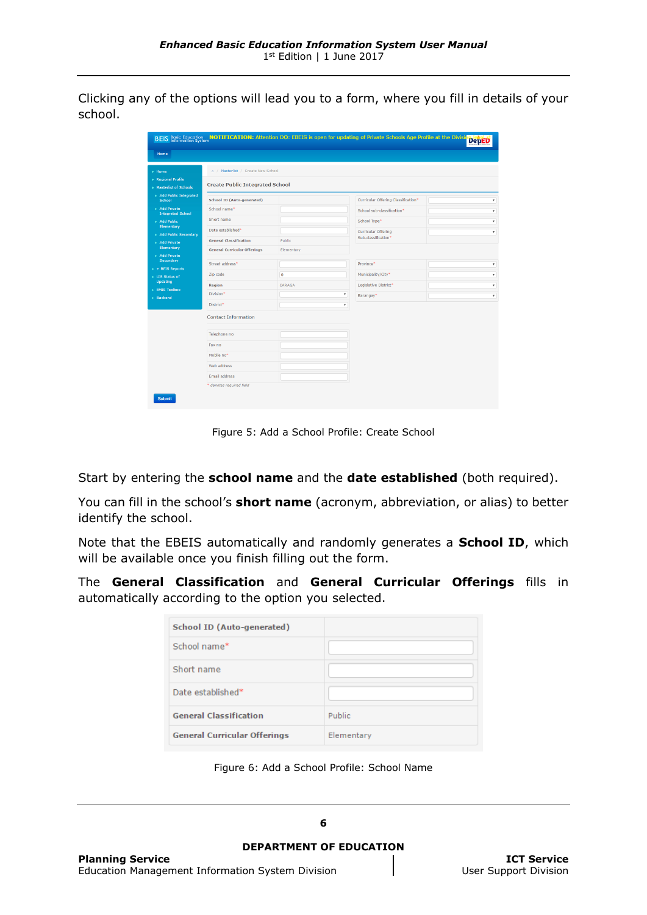Clicking any of the options will lead you to a form, where you fill in details of your school.

Figure 5: Add a School Profile: Create School

Start by entering the **school name** and the **date established** (both required).

You can fill in the school's **short name** (acronym, abbreviation, or alias) to better identify the school.

Note that the EBEIS automatically and randomly generates a **School ID**, which will be available once you finish filling out the form.

The **General Classification** and **General Curricular Offerings** fills in automatically according to the option you selected.

| | |
|---|---|
| **School ID (Auto-generated)** | |
| School name* | |
| Short name | |
| Date established* | |
| **General Classification** | Public |
| **General Curricular Offerings** | Elementary |

Figure 6: Add a School Profile: School Name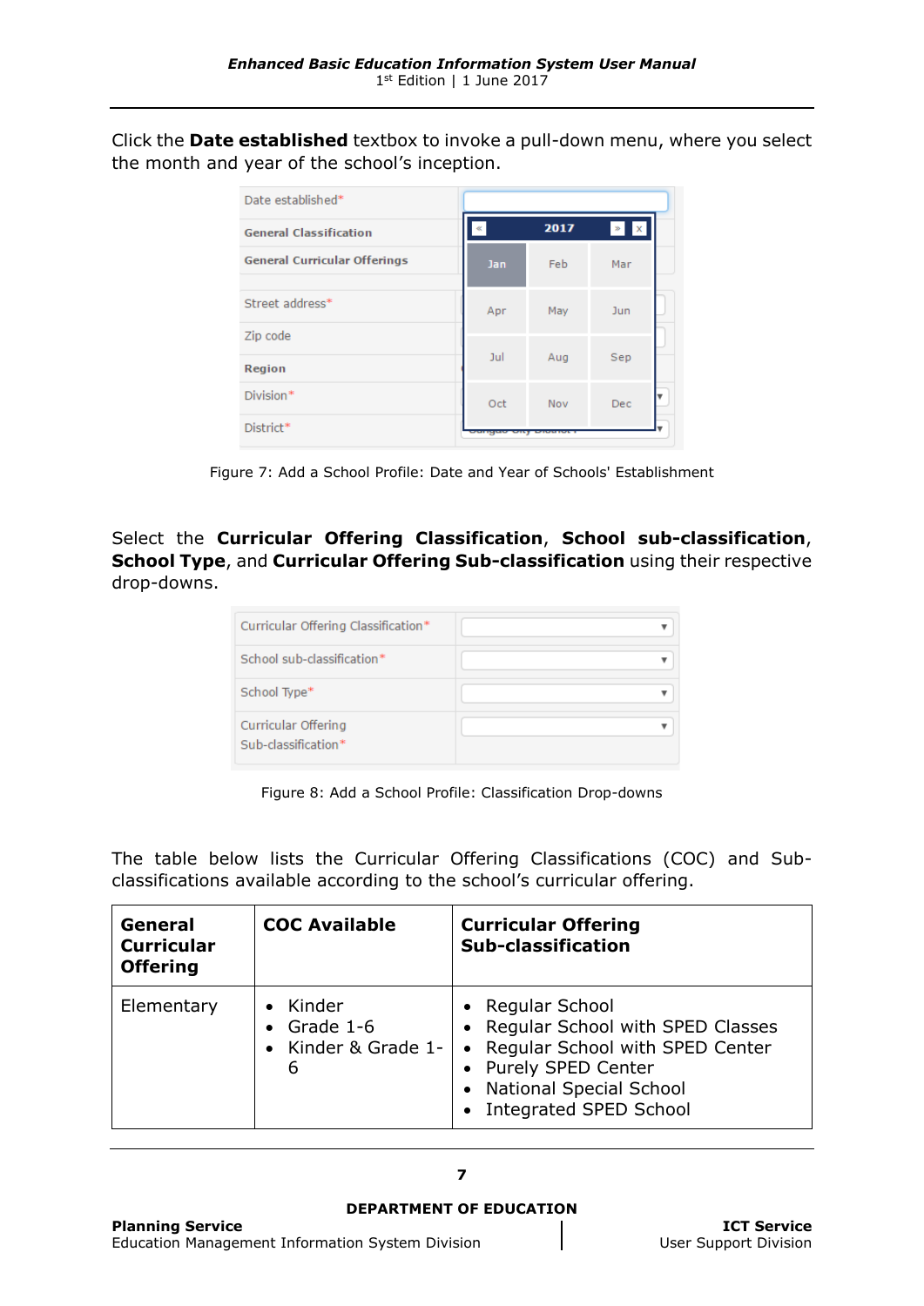Click the **Date established** textbox to invoke a pull-down menu, where you select the month and year of the school's inception.

Figure 7: Add a School Profile: Date and Year of Schools' Establishment

Select the **Curricular Offering Classification**, **School sub-classification**, **School Type**, and **Curricular Offering Sub-classification** using their respective drop-downs.

Figure 8: Add a School Profile: Classification Drop-downs

The table below lists the Curricular Offering Classifications (COC) and Sub-classifications available according to the school's curricular offering.

| General Curricular Offering | COC Available | Curricular Offering Sub-classification |
|---|---|---|
| Elementary | • Kinder<br>• Grade 1-6<br>• Kinder & Grade 1-6 | • Regular School<br>• Regular School with SPED Classes<br>• Regular School with SPED Center<br>• Purely SPED Center<br>• National Special School<br>• Integrated SPED School |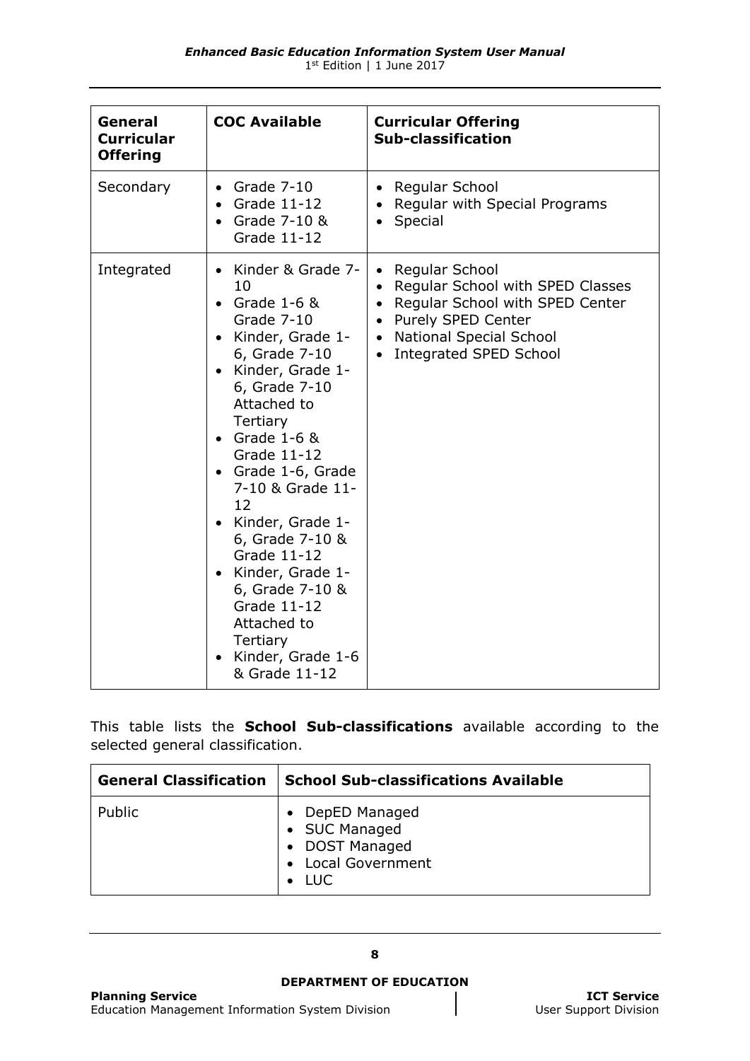| General Curricular Offering | COC Available | Curricular Offering Sub-classification |
|---|---|---|
| Secondary | • Grade 7-10<br>• Grade 11-12<br>• Grade 7-10 & Grade 11-12 | • Regular School<br>• Regular with Special Programs<br>• Special |
| Integrated | • Kinder & Grade 7-10<br>• Grade 1-6 & Grade 7-10<br>• Kinder, Grade 1-6, Grade 7-10<br>• Kinder, Grade 1-6, Grade 7-10 Attached to Tertiary<br>• Grade 1-6 & Grade 11-12<br>• Grade 1-6, Grade 7-10 & Grade 11-12<br>• Kinder, Grade 1-6, Grade 7-10 & Grade 11-12<br>• Kinder, Grade 1-6, Grade 7-10 & Grade 11-12 Attached to Tertiary<br>• Kinder, Grade 1-6 & Grade 11-12 | • Regular School<br>• Regular School with SPED Classes<br>• Regular School with SPED Center<br>• Purely SPED Center<br>• National Special School<br>• Integrated SPED School |

This table lists the **School Sub-classifications** available according to the selected general classification.

| General Classification | School Sub-classifications Available |
|---|---|
| Public | • DepED Managed<br>• SUC Managed<br>• DOST Managed<br>• Local Government<br>• LUC |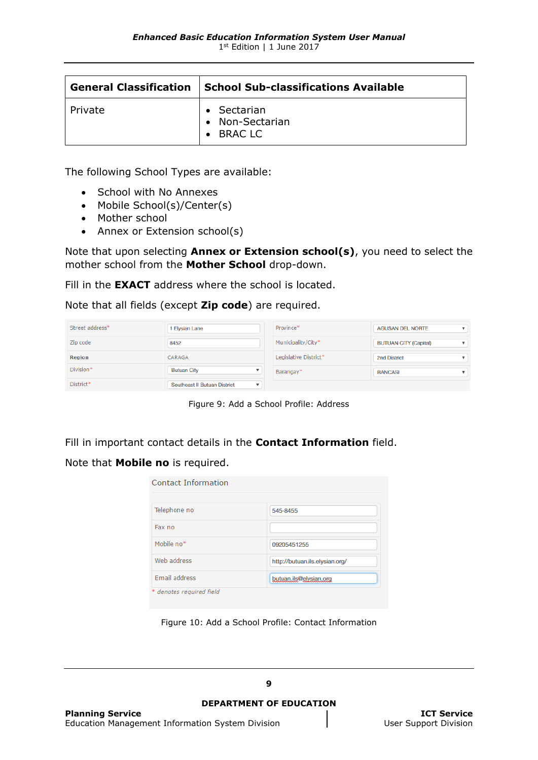| General Classification | School Sub-classifications Available |
| --- | --- |
| Private | • Sectarian<br>• Non-Sectarian<br>• BRAC LC |

The following School Types are available:

- School with No Annexes
- Mobile School(s)/Center(s)
- Mother school
- Annex or Extension school(s)

Note that upon selecting **Annex or Extension school(s)**, you need to select the mother school from the **Mother School** drop-down.

Fill in the **EXACT** address where the school is located.

Note that all fields (except **Zip code**) are required.

| | | | |
| --- | --- | --- | --- |
| Street address* | 1 Elysian Lane | Province* | AGUSAN DEL NORTE |
| Zip code | 8452 | Municipality/City* | BUTUAN CITY (Capital) |
| **Region** | CARAGA | Legislative District* | 2nd District |
| Division* | Butuan City | Barangay* | BANCASI |
| District* | Southeast II Butuan District | | |

Figure 9: Add a School Profile: Address

Fill in important contact details in the **Contact Information** field.

Note that **Mobile no** is required.

Contact Information

| | |
| --- | --- |
| Telephone no | 545-8455 |
| Fax no | |
| Mobile no* | 09205451255 |
| Web address | http://butuan.ils.elysian.org/ |
| Email address | butuan.ils@elysian.org |

*\* denotes required field*

Figure 10: Add a School Profile: Contact Information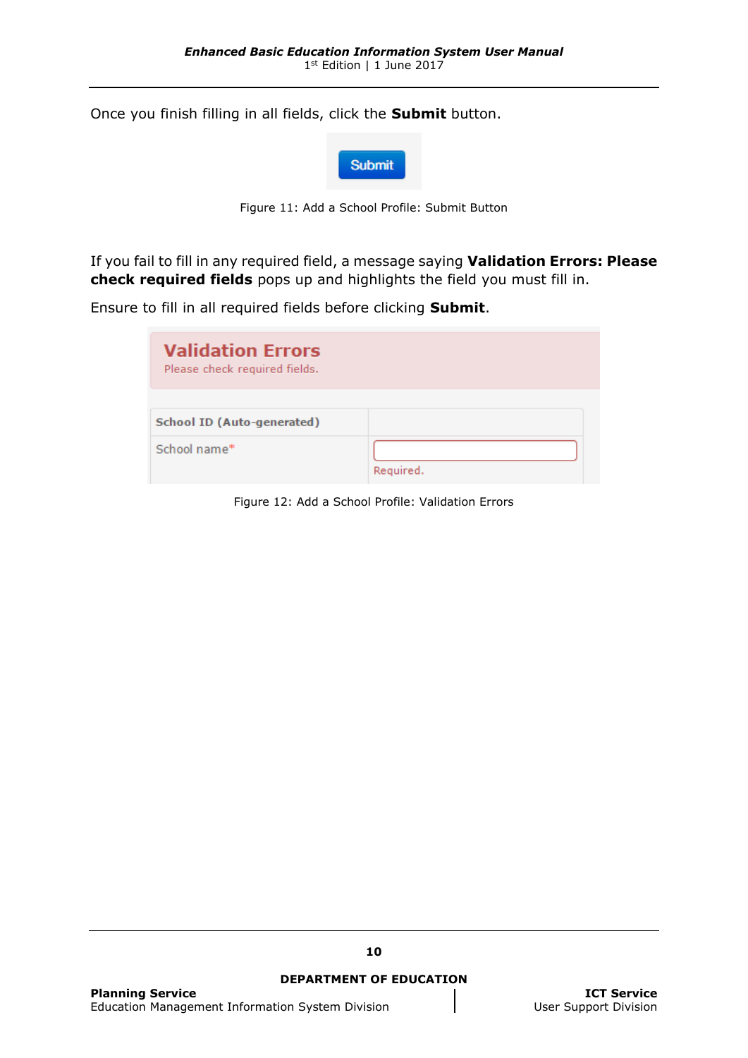Once you finish filling in all fields, click the **Submit** button.

Figure 11: Add a School Profile: Submit Button

If you fail to fill in any required field, a message saying **Validation Errors: Please check required fields** pops up and highlights the field you must fill in.

Ensure to fill in all required fields before clicking **Submit**.

Figure 12: Add a School Profile: Validation Errors